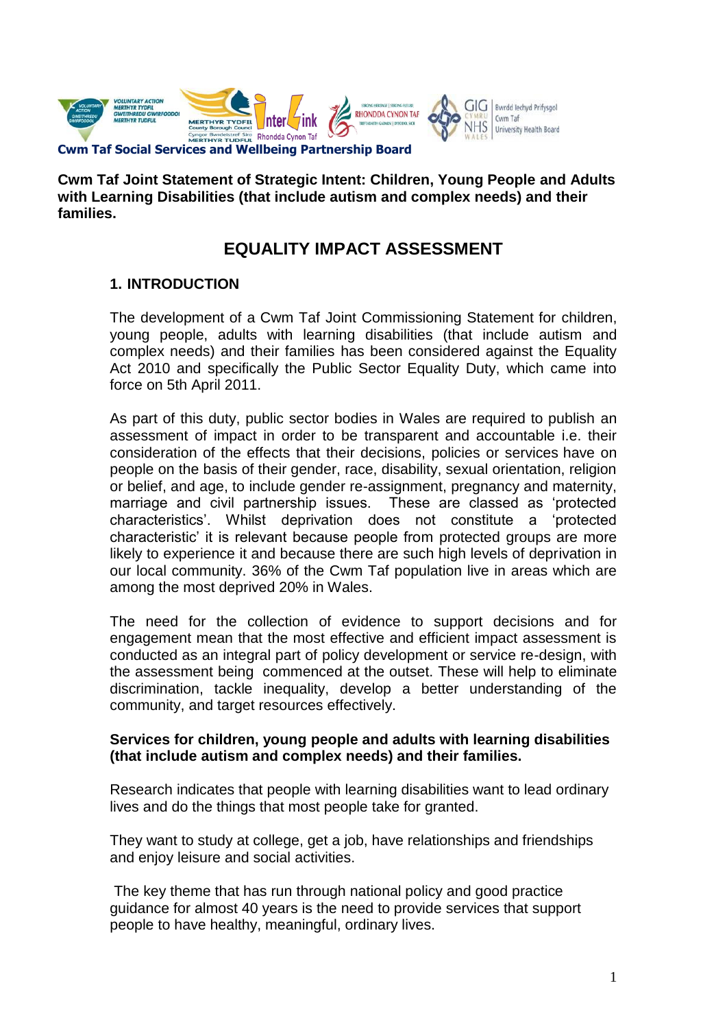**Cwm Taf Social Services and Wellbeing Partnership Board**

**Cwm Taf Joint Statement of Strategic Intent: Children, Young People and Adults with Learning Disabilities (that include autism and complex needs) and their families.**

# EQUALITY IMPACT ASSESSMENT

## 1. INTRODUCTION

The development of a Cwm Taf Joint Commissioning Statement for children, young people, adults with learning disabilities (that include autism and complex needs) and their families has been considered against the Equality Act 2010 and specifically the Public Sector Equality Duty, which came into force on 5th April 2011.

As part of this duty, public sector bodies in Wales are required to publish an assessment of impact in order to be transparent and accountable i.e. their consideration of the effects that their decisions, policies or services have on people on the basis of their gender, race, disability, sexual orientation, religion or belief, and age, to include gender re-assignment, pregnancy and maternity, marriage and civil partnership issues. These are classed as 'protected characteristics'. Whilst deprivation does not constitute a 'protected characteristic' it is relevant because people from protected groups are more likely to experience it and because there are such high levels of deprivation in our local community. 36% of the Cwm Taf population live in areas which are among the most deprived 20% in Wales.

The need for the collection of evidence to support decisions and for engagement mean that the most effective and efficient impact assessment is conducted as an integral part of policy development or service re-design, with the assessment being commenced at the outset. These will help to eliminate discrimination, tackle inequality, develop a better understanding of the community, and target resources effectively.

**Services for children, young people and adults with learning disabilities (that include autism and complex needs) and their families.**

Research indicates that people with learning disabilities want to lead ordinary lives and do the things that most people take for granted.

They want to study at college, get a job, have relationships and friendships and enjoy leisure and social activities.

The key theme that has run through national policy and good practice guidance for almost 40 years is the need to provide services that support people to have healthy, meaningful, ordinary lives.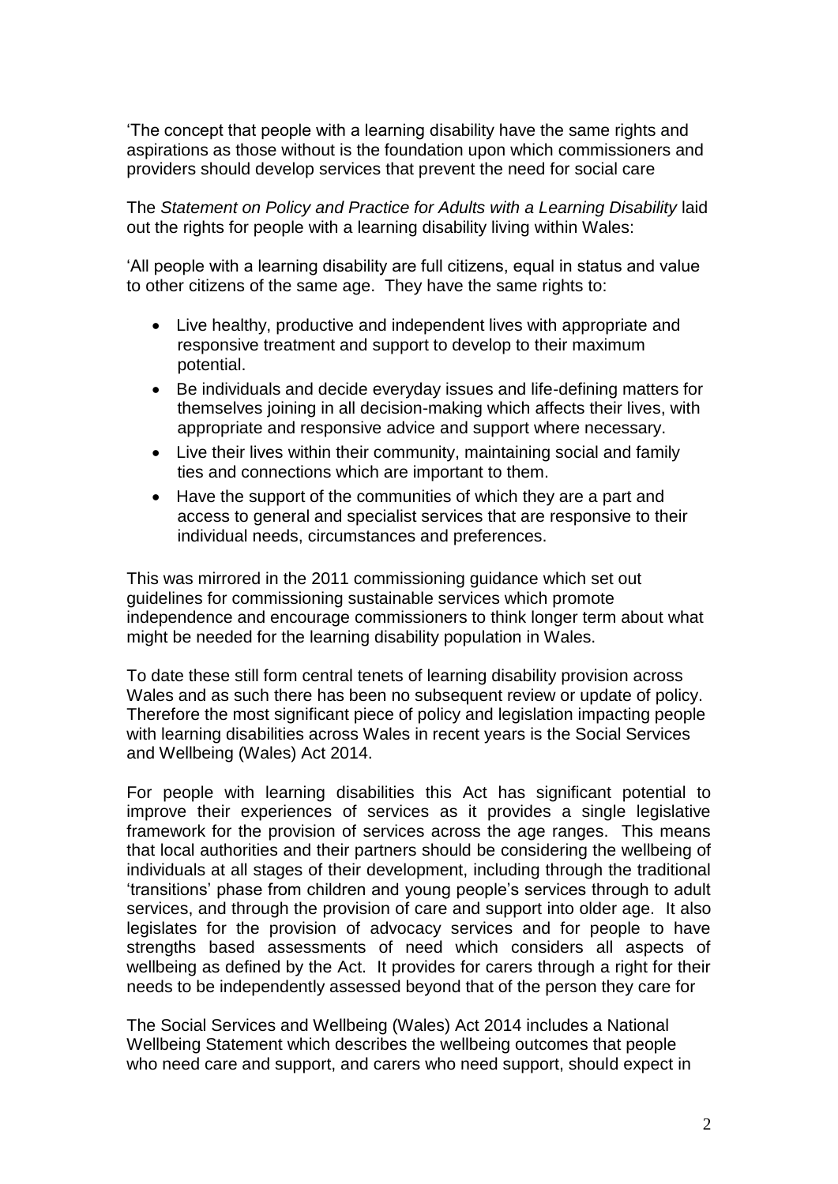'The concept that people with a learning disability have the same rights and aspirations as those without is the foundation upon which commissioners and providers should develop services that prevent the need for social care

The *Statement on Policy and Practice for Adults with a Learning Disability* laid out the rights for people with a learning disability living within Wales:

'All people with a learning disability are full citizens, equal in status and value to other citizens of the same age. They have the same rights to:

- Live healthy, productive and independent lives with appropriate and responsive treatment and support to develop to their maximum potential.
- Be individuals and decide everyday issues and life-defining matters for themselves joining in all decision-making which affects their lives, with appropriate and responsive advice and support where necessary.
- Live their lives within their community, maintaining social and family ties and connections which are important to them.
- Have the support of the communities of which they are a part and access to general and specialist services that are responsive to their individual needs, circumstances and preferences.

This was mirrored in the 2011 commissioning guidance which set out guidelines for commissioning sustainable services which promote independence and encourage commissioners to think longer term about what might be needed for the learning disability population in Wales.

To date these still form central tenets of learning disability provision across Wales and as such there has been no subsequent review or update of policy. Therefore the most significant piece of policy and legislation impacting people with learning disabilities across Wales in recent years is the Social Services and Wellbeing (Wales) Act 2014.

For people with learning disabilities this Act has significant potential to improve their experiences of services as it provides a single legislative framework for the provision of services across the age ranges. This means that local authorities and their partners should be considering the wellbeing of individuals at all stages of their development, including through the traditional 'transitions' phase from children and young people's services through to adult services, and through the provision of care and support into older age. It also legislates for the provision of advocacy services and for people to have strengths based assessments of need which considers all aspects of wellbeing as defined by the Act. It provides for carers through a right for their needs to be independently assessed beyond that of the person they care for

The Social Services and Wellbeing (Wales) Act 2014 includes a National Wellbeing Statement which describes the wellbeing outcomes that people who need care and support, and carers who need support, should expect in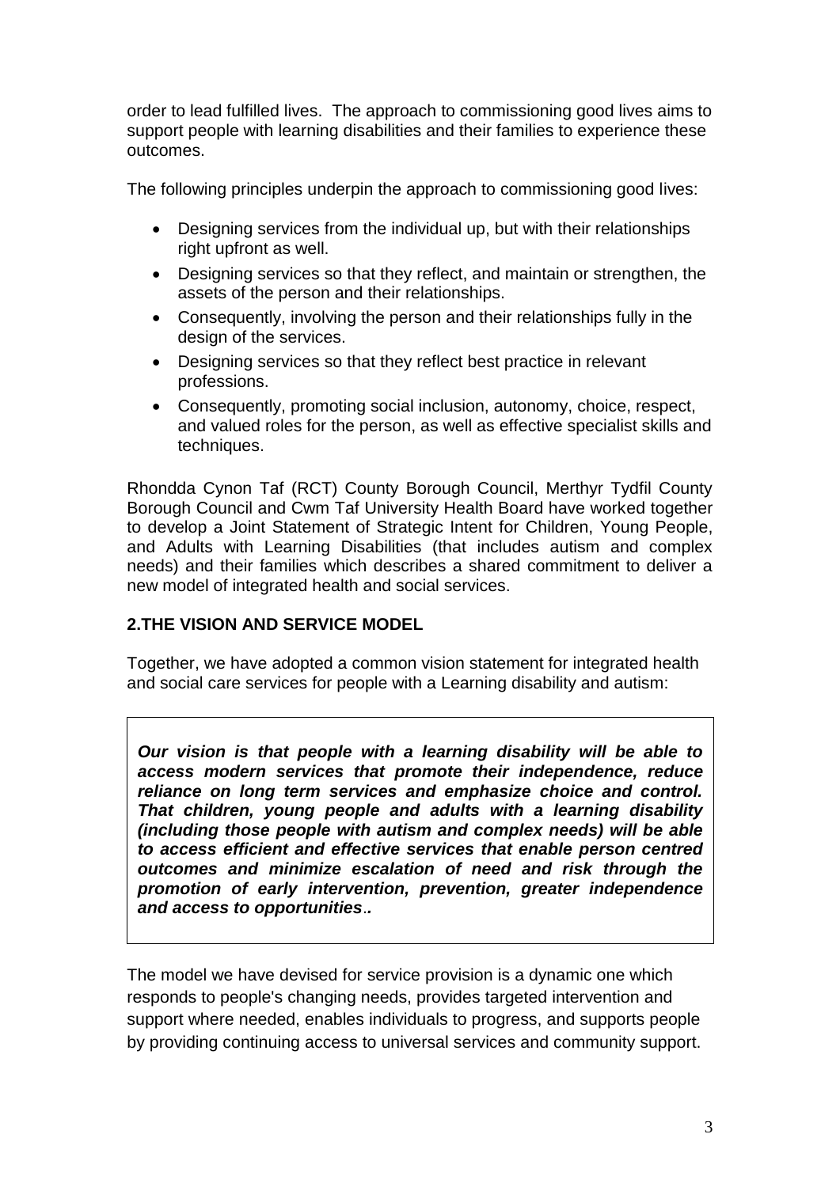order to lead fulfilled lives. The approach to commissioning good lives aims to support people with learning disabilities and their families to experience these outcomes.

The following principles underpin the approach to commissioning good lives:

- Designing services from the individual up, but with their relationships right upfront as well.
- Designing services so that they reflect, and maintain or strengthen, the assets of the person and their relationships.
- Consequently, involving the person and their relationships fully in the design of the services.
- Designing services so that they reflect best practice in relevant professions.
- Consequently, promoting social inclusion, autonomy, choice, respect, and valued roles for the person, as well as effective specialist skills and techniques.

Rhondda Cynon Taf (RCT) County Borough Council, Merthyr Tydfil County Borough Council and Cwm Taf University Health Board have worked together to develop a Joint Statement of Strategic Intent for Children, Young People, and Adults with Learning Disabilities (that includes autism and complex needs) and their families which describes a shared commitment to deliver a new model of integrated health and social services.

## 2.THE VISION AND SERVICE MODEL

Together, we have adopted a common vision statement for integrated health and social care services for people with a Learning disability and autism:

> ***Our vision is that people with a learning disability will be able to access modern services that promote their independence, reduce reliance on long term services and emphasize choice and control. That children, young people and adults with a learning disability (including those people with autism and complex needs) will be able to access efficient and effective services that enable person centred outcomes and minimize escalation of need and risk through the promotion of early intervention, prevention, greater independence and access to opportunities..***

The model we have devised for service provision is a dynamic one which responds to people's changing needs, provides targeted intervention and support where needed, enables individuals to progress, and supports people by providing continuing access to universal services and community support.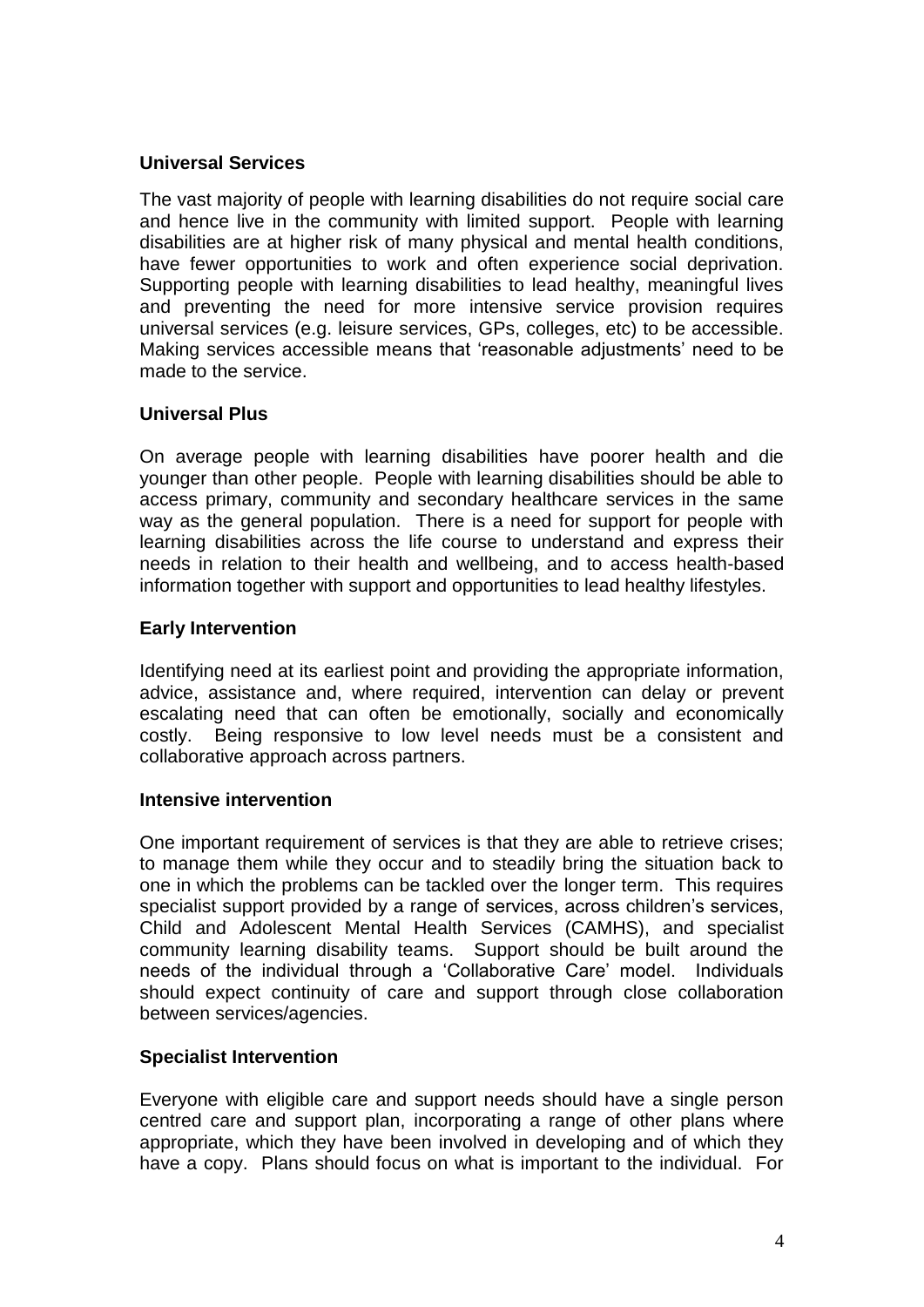**Universal Services**

The vast majority of people with learning disabilities do not require social care and hence live in the community with limited support. People with learning disabilities are at higher risk of many physical and mental health conditions, have fewer opportunities to work and often experience social deprivation. Supporting people with learning disabilities to lead healthy, meaningful lives and preventing the need for more intensive service provision requires universal services (e.g. leisure services, GPs, colleges, etc) to be accessible. Making services accessible means that 'reasonable adjustments' need to be made to the service.

**Universal Plus**

On average people with learning disabilities have poorer health and die younger than other people. People with learning disabilities should be able to access primary, community and secondary healthcare services in the same way as the general population. There is a need for support for people with learning disabilities across the life course to understand and express their needs in relation to their health and wellbeing, and to access health-based information together with support and opportunities to lead healthy lifestyles.

**Early Intervention**

Identifying need at its earliest point and providing the appropriate information, advice, assistance and, where required, intervention can delay or prevent escalating need that can often be emotionally, socially and economically costly. Being responsive to low level needs must be a consistent and collaborative approach across partners.

**Intensive intervention**

One important requirement of services is that they are able to retrieve crises; to manage them while they occur and to steadily bring the situation back to one in which the problems can be tackled over the longer term. This requires specialist support provided by a range of services, across children's services, Child and Adolescent Mental Health Services (CAMHS), and specialist community learning disability teams. Support should be built around the needs of the individual through a 'Collaborative Care' model. Individuals should expect continuity of care and support through close collaboration between services/agencies.

**Specialist Intervention**

Everyone with eligible care and support needs should have a single person centred care and support plan, incorporating a range of other plans where appropriate, which they have been involved in developing and of which they have a copy. Plans should focus on what is important to the individual. For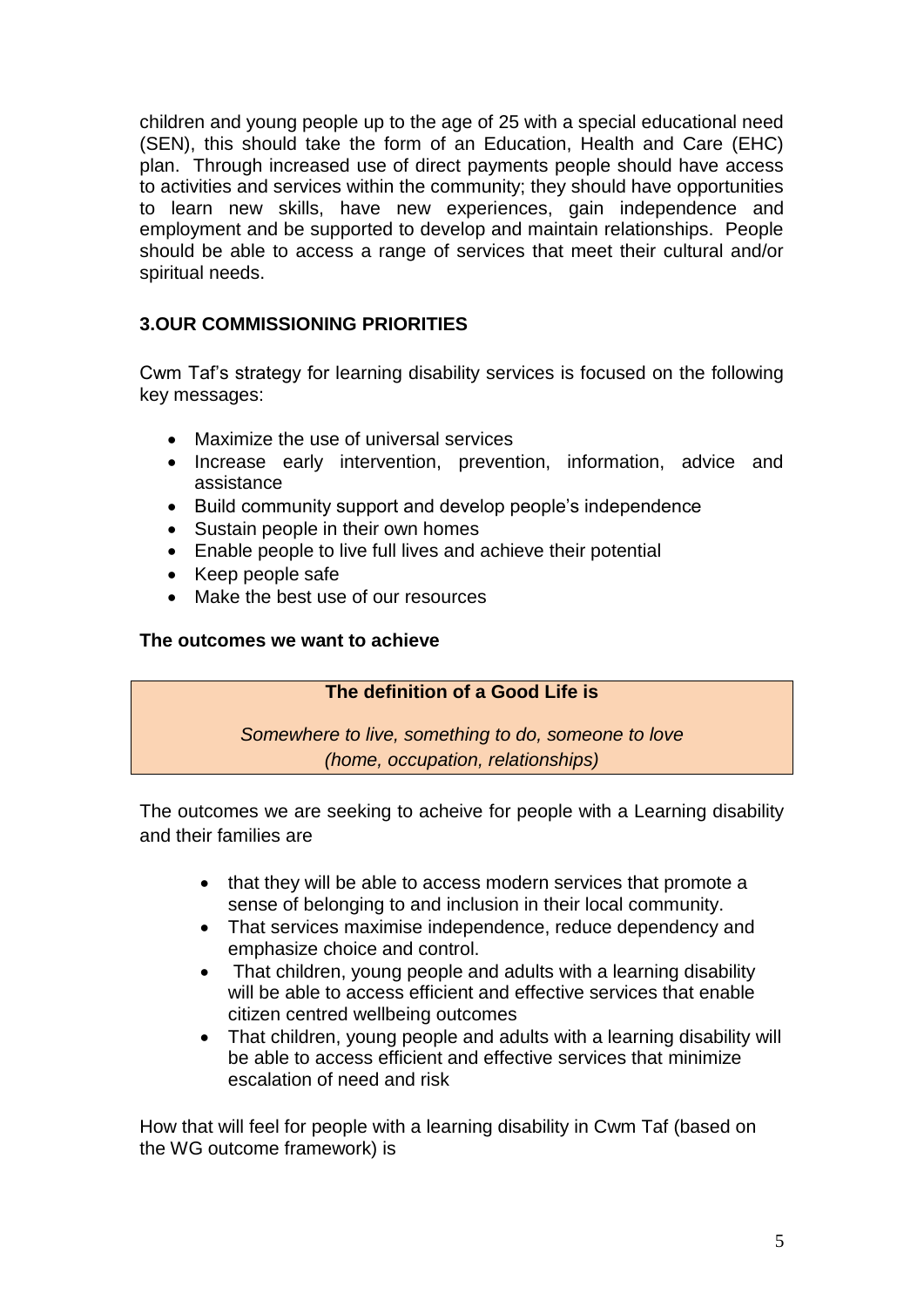children and young people up to the age of 25 with a special educational need (SEN), this should take the form of an Education, Health and Care (EHC) plan. Through increased use of direct payments people should have access to activities and services within the community; they should have opportunities to learn new skills, have new experiences, gain independence and employment and be supported to develop and maintain relationships. People should be able to access a range of services that meet their cultural and/or spiritual needs.

## 3.OUR COMMISSIONING PRIORITIES

Cwm Taf's strategy for learning disability services is focused on the following key messages:

- Maximize the use of universal services
- Increase early intervention, prevention, information, advice and assistance
- Build community support and develop people's independence
- Sustain people in their own homes
- Enable people to live full lives and achieve their potential
- Keep people safe
- Make the best use of our resources

### The outcomes we want to achieve

| **The definition of a Good Life is** |
|---|
| *Somewhere to live, something to do, someone to love (home, occupation, relationships)* |

The outcomes we are seeking to acheive for people with a Learning disability and their families are

- that they will be able to access modern services that promote a sense of belonging to and inclusion in their local community.
- That services maximise independence, reduce dependency and emphasize choice and control.
- That children, young people and adults with a learning disability will be able to access efficient and effective services that enable citizen centred wellbeing outcomes
- That children, young people and adults with a learning disability will be able to access efficient and effective services that minimize escalation of need and risk

How that will feel for people with a learning disability in Cwm Taf (based on the WG outcome framework) is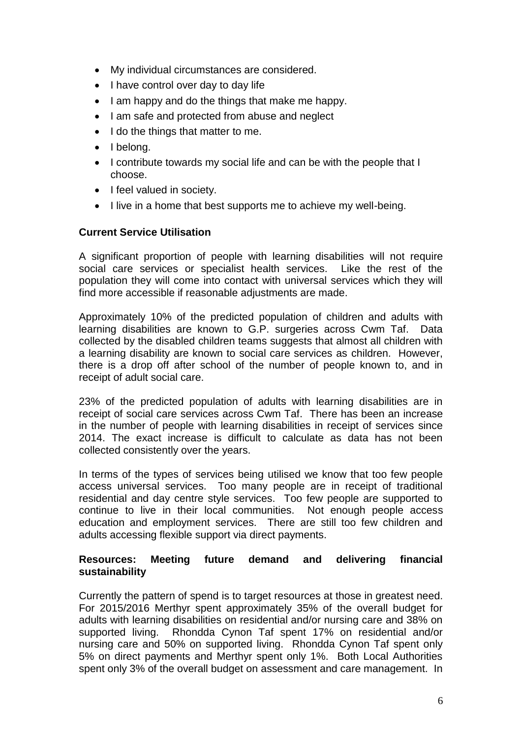- My individual circumstances are considered.
- I have control over day to day life
- I am happy and do the things that make me happy.
- I am safe and protected from abuse and neglect
- I do the things that matter to me.
- I belong.
- I contribute towards my social life and can be with the people that I choose.
- I feel valued in society.
- I live in a home that best supports me to achieve my well-being.

**Current Service Utilisation**

A significant proportion of people with learning disabilities will not require social care services or specialist health services. Like the rest of the population they will come into contact with universal services which they will find more accessible if reasonable adjustments are made.

Approximately 10% of the predicted population of children and adults with learning disabilities are known to G.P. surgeries across Cwm Taf. Data collected by the disabled children teams suggests that almost all children with a learning disability are known to social care services as children. However, there is a drop off after school of the number of people known to, and in receipt of adult social care.

23% of the predicted population of adults with learning disabilities are in receipt of social care services across Cwm Taf. There has been an increase in the number of people with learning disabilities in receipt of services since 2014. The exact increase is difficult to calculate as data has not been collected consistently over the years.

In terms of the types of services being utilised we know that too few people access universal services. Too many people are in receipt of traditional residential and day centre style services. Too few people are supported to continue to live in their local communities. Not enough people access education and employment services. There are still too few children and adults accessing flexible support via direct payments.

**Resources: Meeting future demand and delivering financial sustainability**

Currently the pattern of spend is to target resources at those in greatest need. For 2015/2016 Merthyr spent approximately 35% of the overall budget for adults with learning disabilities on residential and/or nursing care and 38% on supported living. Rhondda Cynon Taf spent 17% on residential and/or nursing care and 50% on supported living. Rhondda Cynon Taf spent only 5% on direct payments and Merthyr spent only 1%. Both Local Authorities spent only 3% of the overall budget on assessment and care management. In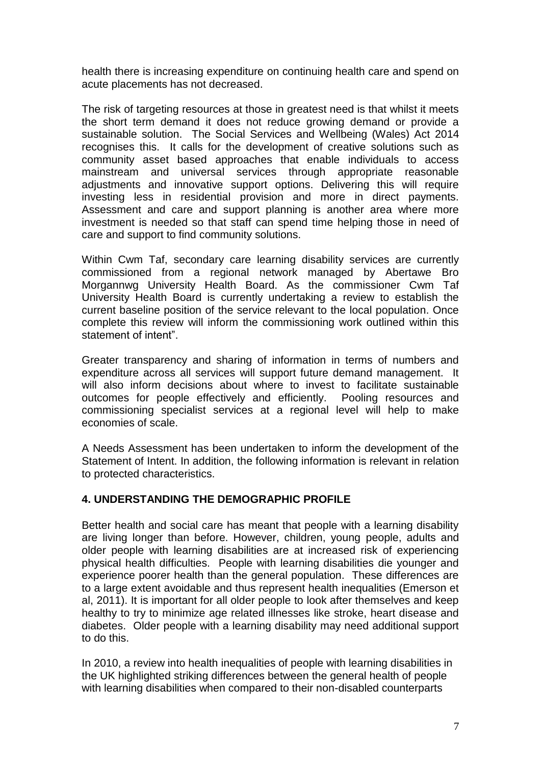health there is increasing expenditure on continuing health care and spend on acute placements has not decreased.

The risk of targeting resources at those in greatest need is that whilst it meets the short term demand it does not reduce growing demand or provide a sustainable solution. The Social Services and Wellbeing (Wales) Act 2014 recognises this. It calls for the development of creative solutions such as community asset based approaches that enable individuals to access mainstream and universal services through appropriate reasonable adjustments and innovative support options. Delivering this will require investing less in residential provision and more in direct payments. Assessment and care and support planning is another area where more investment is needed so that staff can spend time helping those in need of care and support to find community solutions.

Within Cwm Taf, secondary care learning disability services are currently commissioned from a regional network managed by Abertawe Bro Morgannwg University Health Board. As the commissioner Cwm Taf University Health Board is currently undertaking a review to establish the current baseline position of the service relevant to the local population. Once complete this review will inform the commissioning work outlined within this statement of intent".

Greater transparency and sharing of information in terms of numbers and expenditure across all services will support future demand management. It will also inform decisions about where to invest to facilitate sustainable outcomes for people effectively and efficiently. Pooling resources and commissioning specialist services at a regional level will help to make economies of scale.

A Needs Assessment has been undertaken to inform the development of the Statement of Intent. In addition, the following information is relevant in relation to protected characteristics.

## 4. UNDERSTANDING THE DEMOGRAPHIC PROFILE

Better health and social care has meant that people with a learning disability are living longer than before. However, children, young people, adults and older people with learning disabilities are at increased risk of experiencing physical health difficulties. People with learning disabilities die younger and experience poorer health than the general population. These differences are to a large extent avoidable and thus represent health inequalities (Emerson et al, 2011). It is important for all older people to look after themselves and keep healthy to try to minimize age related illnesses like stroke, heart disease and diabetes. Older people with a learning disability may need additional support to do this.

In 2010, a review into health inequalities of people with learning disabilities in the UK highlighted striking differences between the general health of people with learning disabilities when compared to their non-disabled counterparts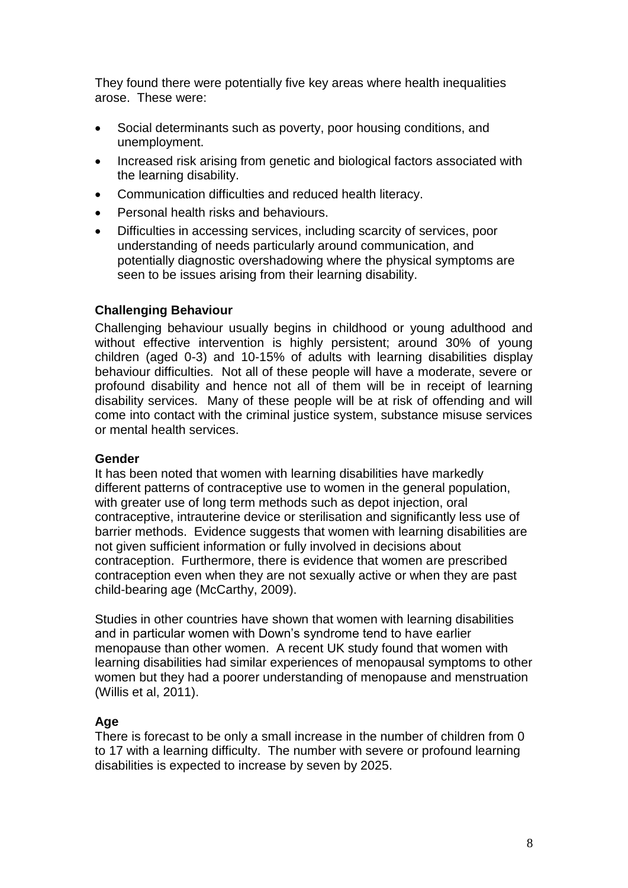They found there were potentially five key areas where health inequalities arose. These were:

- Social determinants such as poverty, poor housing conditions, and unemployment.
- Increased risk arising from genetic and biological factors associated with the learning disability.
- Communication difficulties and reduced health literacy.
- Personal health risks and behaviours.
- Difficulties in accessing services, including scarcity of services, poor understanding of needs particularly around communication, and potentially diagnostic overshadowing where the physical symptoms are seen to be issues arising from their learning disability.

**Challenging Behaviour**

Challenging behaviour usually begins in childhood or young adulthood and without effective intervention is highly persistent; around 30% of young children (aged 0-3) and 10-15% of adults with learning disabilities display behaviour difficulties. Not all of these people will have a moderate, severe or profound disability and hence not all of them will be in receipt of learning disability services. Many of these people will be at risk of offending and will come into contact with the criminal justice system, substance misuse services or mental health services.

**Gender**

It has been noted that women with learning disabilities have markedly different patterns of contraceptive use to women in the general population, with greater use of long term methods such as depot injection, oral contraceptive, intrauterine device or sterilisation and significantly less use of barrier methods. Evidence suggests that women with learning disabilities are not given sufficient information or fully involved in decisions about contraception. Furthermore, there is evidence that women are prescribed contraception even when they are not sexually active or when they are past child-bearing age (McCarthy, 2009).

Studies in other countries have shown that women with learning disabilities and in particular women with Down's syndrome tend to have earlier menopause than other women. A recent UK study found that women with learning disabilities had similar experiences of menopausal symptoms to other women but they had a poorer understanding of menopause and menstruation (Willis et al, 2011).

**Age**

There is forecast to be only a small increase in the number of children from 0 to 17 with a learning difficulty. The number with severe or profound learning disabilities is expected to increase by seven by 2025.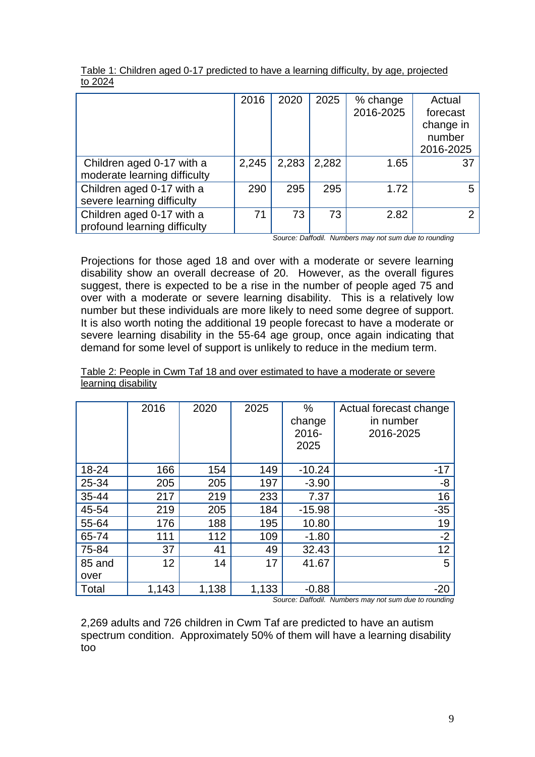Table 1: Children aged 0-17 predicted to have a learning difficulty, by age, projected to 2024

| | 2016 | 2020 | 2025 | % change 2016-2025 | Actual forecast change in number 2016-2025 |
|---|---|---|---|---|---|
| Children aged 0-17 with a moderate learning difficulty | 2,245 | 2,283 | 2,282 | 1.65 | 37 |
| Children aged 0-17 with a severe learning difficulty | 290 | 295 | 295 | 1.72 | 5 |
| Children aged 0-17 with a profound learning difficulty | 71 | 73 | 73 | 2.82 | 2 |

*Source: Daffodil. Numbers may not sum due to rounding*

Projections for those aged 18 and over with a moderate or severe learning disability show an overall decrease of 20. However, as the overall figures suggest, there is expected to be a rise in the number of people aged 75 and over with a moderate or severe learning disability. This is a relatively low number but these individuals are more likely to need some degree of support. It is also worth noting the additional 19 people forecast to have a moderate or severe learning disability in the 55-64 age group, once again indicating that demand for some level of support is unlikely to reduce in the medium term.

Table 2: People in Cwm Taf 18 and over estimated to have a moderate or severe learning disability

| | 2016 | 2020 | 2025 | % change 2016-2025 | Actual forecast change in number 2016-2025 |
|---|---|---|---|---|---|
| 18-24 | 166 | 154 | 149 | -10.24 | -17 |
| 25-34 | 205 | 205 | 197 | -3.90 | -8 |
| 35-44 | 217 | 219 | 233 | 7.37 | 16 |
| 45-54 | 219 | 205 | 184 | -15.98 | -35 |
| 55-64 | 176 | 188 | 195 | 10.80 | 19 |
| 65-74 | 111 | 112 | 109 | -1.80 | -2 |
| 75-84 | 37 | 41 | 49 | 32.43 | 12 |
| 85 and over | 12 | 14 | 17 | 41.67 | 5 |
| Total | 1,143 | 1,138 | 1,133 | -0.88 | -20 |

*Source: Daffodil. Numbers may not sum due to rounding*

2,269 adults and 726 children in Cwm Taf are predicted to have an autism spectrum condition. Approximately 50% of them will have a learning disability too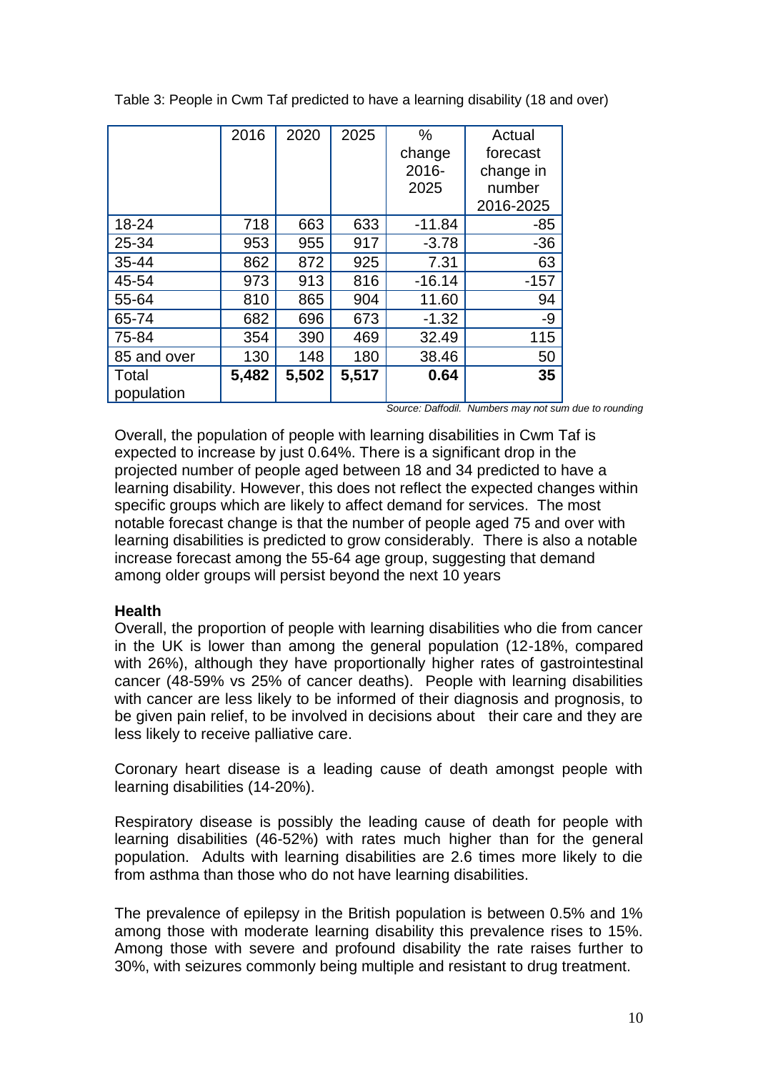Table 3: People in Cwm Taf predicted to have a learning disability (18 and over)

| | 2016 | 2020 | 2025 | % change 2016-2025 | Actual forecast change in number 2016-2025 |
|---|---|---|---|---|---|
| 18-24 | 718 | 663 | 633 | -11.84 | -85 |
| 25-34 | 953 | 955 | 917 | -3.78 | -36 |
| 35-44 | 862 | 872 | 925 | 7.31 | 63 |
| 45-54 | 973 | 913 | 816 | -16.14 | -157 |
| 55-64 | 810 | 865 | 904 | 11.60 | 94 |
| 65-74 | 682 | 696 | 673 | -1.32 | -9 |
| 75-84 | 354 | 390 | 469 | 32.49 | 115 |
| 85 and over | 130 | 148 | 180 | 38.46 | 50 |
| Total population | **5,482** | **5,502** | **5,517** | **0.64** | **35** |

*Source: Daffodil. Numbers may not sum due to rounding*

Overall, the population of people with learning disabilities in Cwm Taf is expected to increase by just 0.64%. There is a significant drop in the projected number of people aged between 18 and 34 predicted to have a learning disability. However, this does not reflect the expected changes within specific groups which are likely to affect demand for services. The most notable forecast change is that the number of people aged 75 and over with learning disabilities is predicted to grow considerably. There is also a notable increase forecast among the 55-64 age group, suggesting that demand among older groups will persist beyond the next 10 years

**Health**

Overall, the proportion of people with learning disabilities who die from cancer in the UK is lower than among the general population (12-18%, compared with 26%), although they have proportionally higher rates of gastrointestinal cancer (48-59% vs 25% of cancer deaths). People with learning disabilities with cancer are less likely to be informed of their diagnosis and prognosis, to be given pain relief, to be involved in decisions about their care and they are less likely to receive palliative care.

Coronary heart disease is a leading cause of death amongst people with learning disabilities (14-20%).

Respiratory disease is possibly the leading cause of death for people with learning disabilities (46-52%) with rates much higher than for the general population. Adults with learning disabilities are 2.6 times more likely to die from asthma than those who do not have learning disabilities.

The prevalence of epilepsy in the British population is between 0.5% and 1% among those with moderate learning disability this prevalence rises to 15%. Among those with severe and profound disability the rate raises further to 30%, with seizures commonly being multiple and resistant to drug treatment.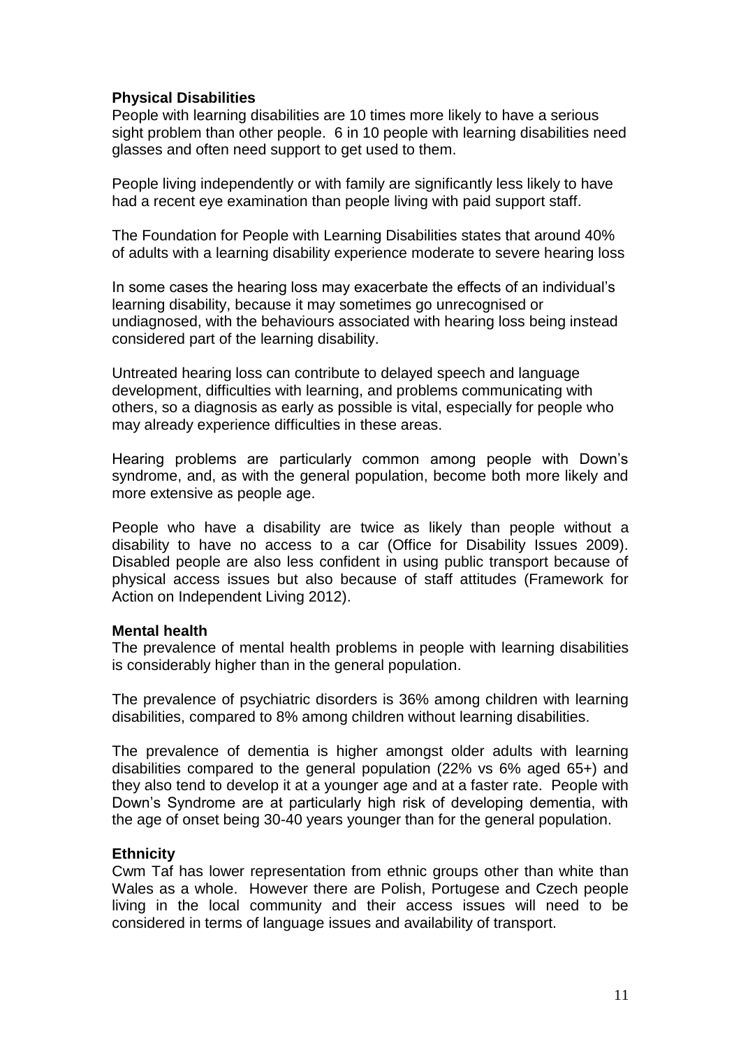**Physical Disabilities**

People with learning disabilities are 10 times more likely to have a serious sight problem than other people. 6 in 10 people with learning disabilities need glasses and often need support to get used to them.

People living independently or with family are significantly less likely to have had a recent eye examination than people living with paid support staff.

The Foundation for People with Learning Disabilities states that around 40% of adults with a learning disability experience moderate to severe hearing loss

In some cases the hearing loss may exacerbate the effects of an individual's learning disability, because it may sometimes go unrecognised or undiagnosed, with the behaviours associated with hearing loss being instead considered part of the learning disability.

Untreated hearing loss can contribute to delayed speech and language development, difficulties with learning, and problems communicating with others, so a diagnosis as early as possible is vital, especially for people who may already experience difficulties in these areas.

Hearing problems are particularly common among people with Down's syndrome, and, as with the general population, become both more likely and more extensive as people age.

People who have a disability are twice as likely than people without a disability to have no access to a car (Office for Disability Issues 2009). Disabled people are also less confident in using public transport because of physical access issues but also because of staff attitudes (Framework for Action on Independent Living 2012).

**Mental health**

The prevalence of mental health problems in people with learning disabilities is considerably higher than in the general population.

The prevalence of psychiatric disorders is 36% among children with learning disabilities, compared to 8% among children without learning disabilities.

The prevalence of dementia is higher amongst older adults with learning disabilities compared to the general population (22% vs 6% aged 65+) and they also tend to develop it at a younger age and at a faster rate. People with Down's Syndrome are at particularly high risk of developing dementia, with the age of onset being 30-40 years younger than for the general population.

**Ethnicity**

Cwm Taf has lower representation from ethnic groups other than white than Wales as a whole. However there are Polish, Portugese and Czech people living in the local community and their access issues will need to be considered in terms of language issues and availability of transport.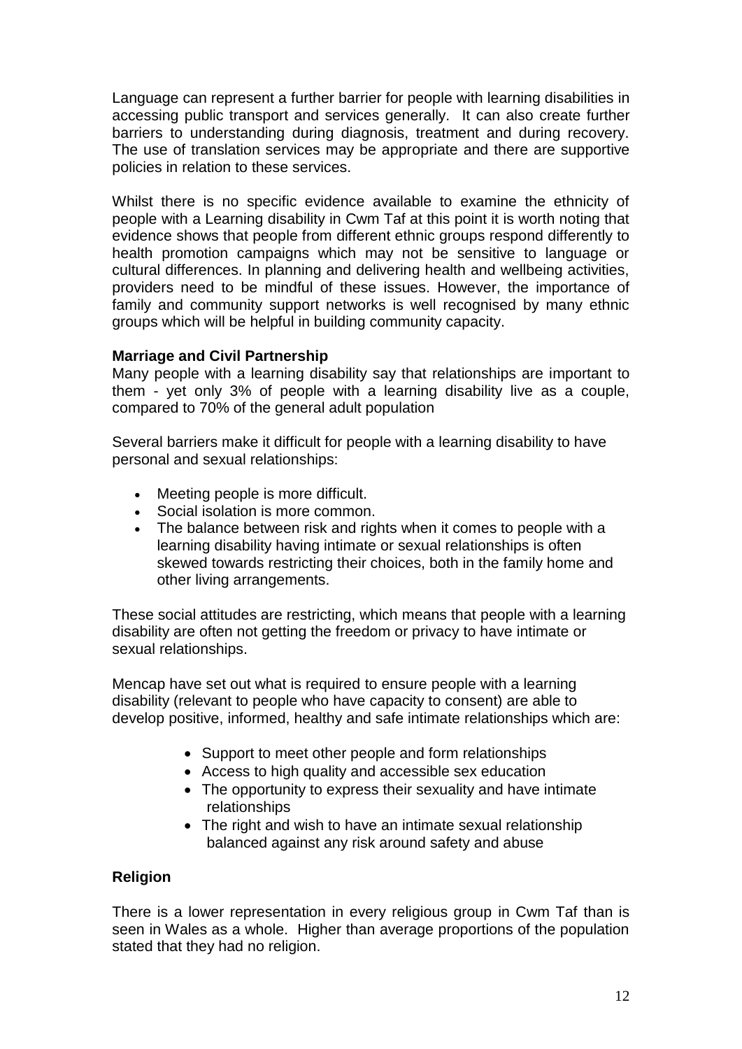Language can represent a further barrier for people with learning disabilities in accessing public transport and services generally. It can also create further barriers to understanding during diagnosis, treatment and during recovery. The use of translation services may be appropriate and there are supportive policies in relation to these services.

Whilst there is no specific evidence available to examine the ethnicity of people with a Learning disability in Cwm Taf at this point it is worth noting that evidence shows that people from different ethnic groups respond differently to health promotion campaigns which may not be sensitive to language or cultural differences. In planning and delivering health and wellbeing activities, providers need to be mindful of these issues. However, the importance of family and community support networks is well recognised by many ethnic groups which will be helpful in building community capacity.

**Marriage and Civil Partnership**

Many people with a learning disability say that relationships are important to them - yet only 3% of people with a learning disability live as a couple, compared to 70% of the general adult population

Several barriers make it difficult for people with a learning disability to have personal and sexual relationships:

- Meeting people is more difficult.
- Social isolation is more common.
- The balance between risk and rights when it comes to people with a learning disability having intimate or sexual relationships is often skewed towards restricting their choices, both in the family home and other living arrangements.

These social attitudes are restricting, which means that people with a learning disability are often not getting the freedom or privacy to have intimate or sexual relationships.

Mencap have set out what is required to ensure people with a learning disability (relevant to people who have capacity to consent) are able to develop positive, informed, healthy and safe intimate relationships which are:

- Support to meet other people and form relationships
- Access to high quality and accessible sex education
- The opportunity to express their sexuality and have intimate relationships
- The right and wish to have an intimate sexual relationship balanced against any risk around safety and abuse

**Religion**

There is a lower representation in every religious group in Cwm Taf than is seen in Wales as a whole. Higher than average proportions of the population stated that they had no religion.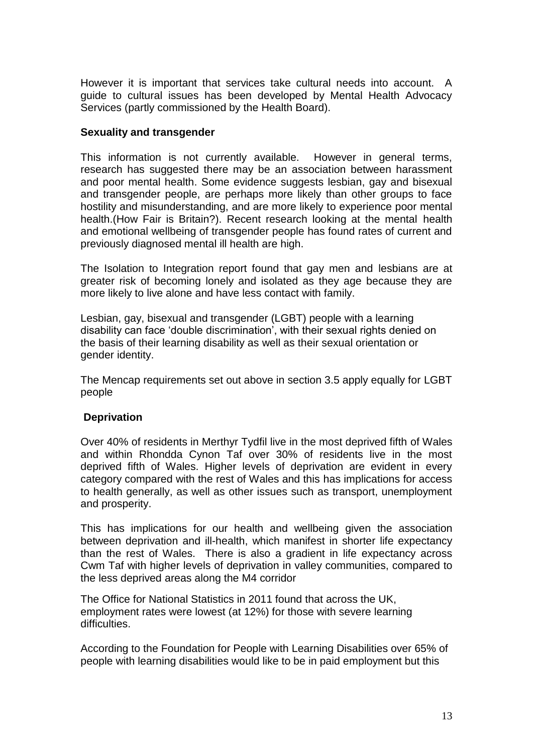However it is important that services take cultural needs into account. A guide to cultural issues has been developed by Mental Health Advocacy Services (partly commissioned by the Health Board).

**Sexuality and transgender**

This information is not currently available. However in general terms, research has suggested there may be an association between harassment and poor mental health. Some evidence suggests lesbian, gay and bisexual and transgender people, are perhaps more likely than other groups to face hostility and misunderstanding, and are more likely to experience poor mental health.(How Fair is Britain?). Recent research looking at the mental health and emotional wellbeing of transgender people has found rates of current and previously diagnosed mental ill health are high.

The Isolation to Integration report found that gay men and lesbians are at greater risk of becoming lonely and isolated as they age because they are more likely to live alone and have less contact with family.

Lesbian, gay, bisexual and transgender (LGBT) people with a learning disability can face 'double discrimination', with their sexual rights denied on the basis of their learning disability as well as their sexual orientation or gender identity.

The Mencap requirements set out above in section 3.5 apply equally for LGBT people

**Deprivation**

Over 40% of residents in Merthyr Tydfil live in the most deprived fifth of Wales and within Rhondda Cynon Taf over 30% of residents live in the most deprived fifth of Wales. Higher levels of deprivation are evident in every category compared with the rest of Wales and this has implications for access to health generally, as well as other issues such as transport, unemployment and prosperity.

This has implications for our health and wellbeing given the association between deprivation and ill-health, which manifest in shorter life expectancy than the rest of Wales. There is also a gradient in life expectancy across Cwm Taf with higher levels of deprivation in valley communities, compared to the less deprived areas along the M4 corridor

The Office for National Statistics in 2011 found that across the UK, employment rates were lowest (at 12%) for those with severe learning difficulties.

According to the Foundation for People with Learning Disabilities over 65% of people with learning disabilities would like to be in paid employment but this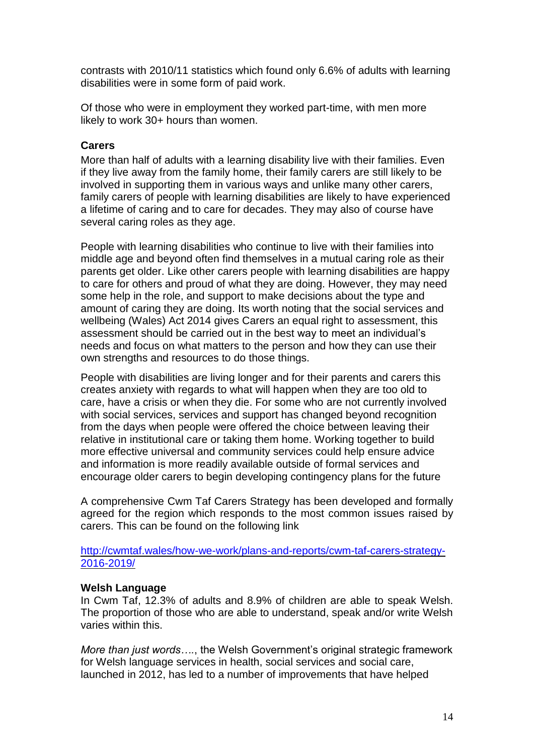contrasts with 2010/11 statistics which found only 6.6% of adults with learning disabilities were in some form of paid work.

Of those who were in employment they worked part-time, with men more likely to work 30+ hours than women.

**Carers**

More than half of adults with a learning disability live with their families. Even if they live away from the family home, their family carers are still likely to be involved in supporting them in various ways and unlike many other carers, family carers of people with learning disabilities are likely to have experienced a lifetime of caring and to care for decades. They may also of course have several caring roles as they age.

People with learning disabilities who continue to live with their families into middle age and beyond often find themselves in a mutual caring role as their parents get older. Like other carers people with learning disabilities are happy to care for others and proud of what they are doing. However, they may need some help in the role, and support to make decisions about the type and amount of caring they are doing. Its worth noting that the social services and wellbeing (Wales) Act 2014 gives Carers an equal right to assessment, this assessment should be carried out in the best way to meet an individual's needs and focus on what matters to the person and how they can use their own strengths and resources to do those things.

People with disabilities are living longer and for their parents and carers this creates anxiety with regards to what will happen when they are too old to care, have a crisis or when they die. For some who are not currently involved with social services, services and support has changed beyond recognition from the days when people were offered the choice between leaving their relative in institutional care or taking them home. Working together to build more effective universal and community services could help ensure advice and information is more readily available outside of formal services and encourage older carers to begin developing contingency plans for the future

A comprehensive Cwm Taf Carers Strategy has been developed and formally agreed for the region which responds to the most common issues raised by carers. This can be found on the following link

[http://cwmtaf.wales/how-we-work/plans-and-reports/cwm-taf-carers-strategy-2016-2019/](http://cwmtaf.wales/how-we-work/plans-and-reports/cwm-taf-carers-strategy-2016-2019/)

**Welsh Language**

In Cwm Taf, 12.3% of adults and 8.9% of children are able to speak Welsh. The proportion of those who are able to understand, speak and/or write Welsh varies within this.

*More than just words….*, the Welsh Government's original strategic framework for Welsh language services in health, social services and social care, launched in 2012, has led to a number of improvements that have helped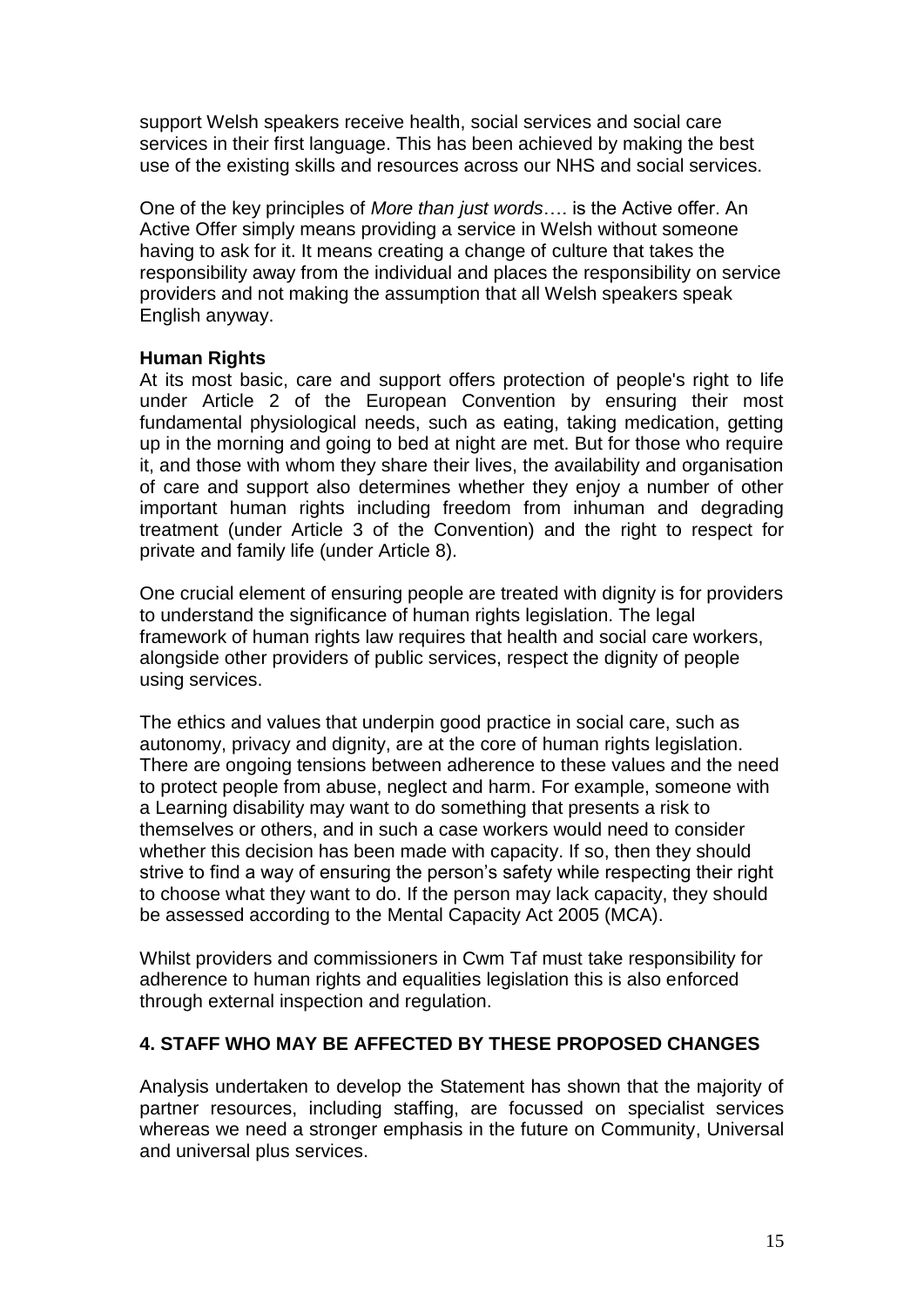support Welsh speakers receive health, social services and social care services in their first language. This has been achieved by making the best use of the existing skills and resources across our NHS and social services.

One of the key principles of *More than just words*…. is the Active offer. An Active Offer simply means providing a service in Welsh without someone having to ask for it. It means creating a change of culture that takes the responsibility away from the individual and places the responsibility on service providers and not making the assumption that all Welsh speakers speak English anyway.

**Human Rights**

At its most basic, care and support offers protection of people's right to life under Article 2 of the European Convention by ensuring their most fundamental physiological needs, such as eating, taking medication, getting up in the morning and going to bed at night are met. But for those who require it, and those with whom they share their lives, the availability and organisation of care and support also determines whether they enjoy a number of other important human rights including freedom from inhuman and degrading treatment (under Article 3 of the Convention) and the right to respect for private and family life (under Article 8).

One crucial element of ensuring people are treated with dignity is for providers to understand the significance of human rights legislation. The legal framework of human rights law requires that health and social care workers, alongside other providers of public services, respect the dignity of people using services.

The ethics and values that underpin good practice in social care, such as autonomy, privacy and dignity, are at the core of human rights legislation. There are ongoing tensions between adherence to these values and the need to protect people from abuse, neglect and harm. For example, someone with a Learning disability may want to do something that presents a risk to themselves or others, and in such a case workers would need to consider whether this decision has been made with capacity. If so, then they should strive to find a way of ensuring the person's safety while respecting their right to choose what they want to do. If the person may lack capacity, they should be assessed according to the Mental Capacity Act 2005 (MCA).

Whilst providers and commissioners in Cwm Taf must take responsibility for adherence to human rights and equalities legislation this is also enforced through external inspection and regulation.

## 4. STAFF WHO MAY BE AFFECTED BY THESE PROPOSED CHANGES

Analysis undertaken to develop the Statement has shown that the majority of partner resources, including staffing, are focussed on specialist services whereas we need a stronger emphasis in the future on Community, Universal and universal plus services.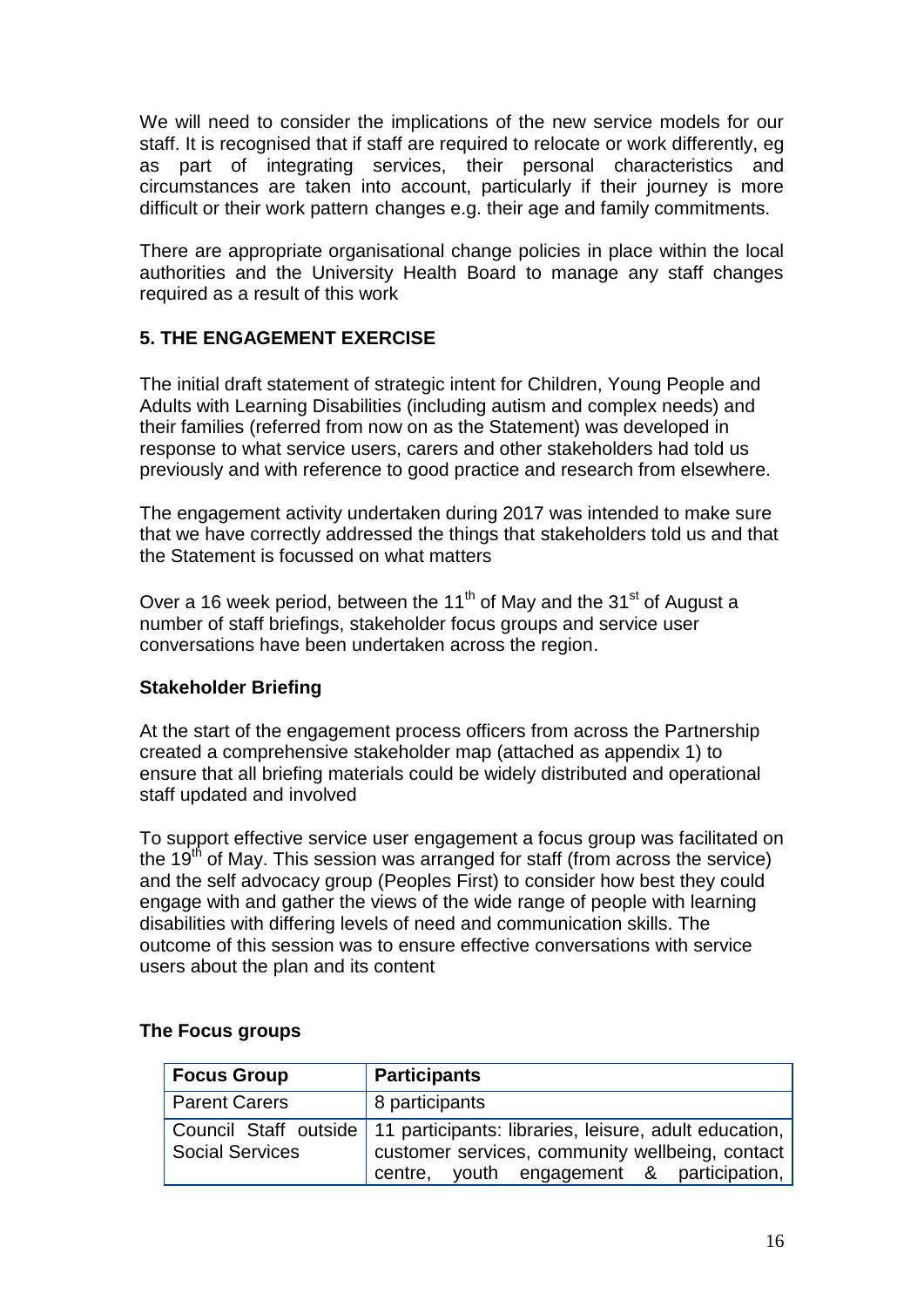We will need to consider the implications of the new service models for our staff. It is recognised that if staff are required to relocate or work differently, eg as part of integrating services, their personal characteristics and circumstances are taken into account, particularly if their journey is more difficult or their work pattern changes e.g. their age and family commitments.

There are appropriate organisational change policies in place within the local authorities and the University Health Board to manage any staff changes required as a result of this work

## 5. THE ENGAGEMENT EXERCISE

The initial draft statement of strategic intent for Children, Young People and Adults with Learning Disabilities (including autism and complex needs) and their families (referred from now on as the Statement) was developed in response to what service users, carers and other stakeholders had told us previously and with reference to good practice and research from elsewhere.

The engagement activity undertaken during 2017 was intended to make sure that we have correctly addressed the things that stakeholders told us and that the Statement is focussed on what matters

Over a 16 week period, between the 11th of May and the 31st of August a number of staff briefings, stakeholder focus groups and service user conversations have been undertaken across the region.

### Stakeholder Briefing

At the start of the engagement process officers from across the Partnership created a comprehensive stakeholder map (attached as appendix 1) to ensure that all briefing materials could be widely distributed and operational staff updated and involved

To support effective service user engagement a focus group was facilitated on the 19th of May. This session was arranged for staff (from across the service) and the self advocacy group (Peoples First) to consider how best they could engage with and gather the views of the wide range of people with learning disabilities with differing levels of need and communication skills. The outcome of this session was to ensure effective conversations with service users about the plan and its content

### The Focus groups

| Focus Group | Participants |
|---|---|
| Parent Carers | 8 participants |
| Council Staff outside Social Services | 11 participants: libraries, leisure, adult education, customer services, community wellbeing, contact centre, youth engagement & participation, |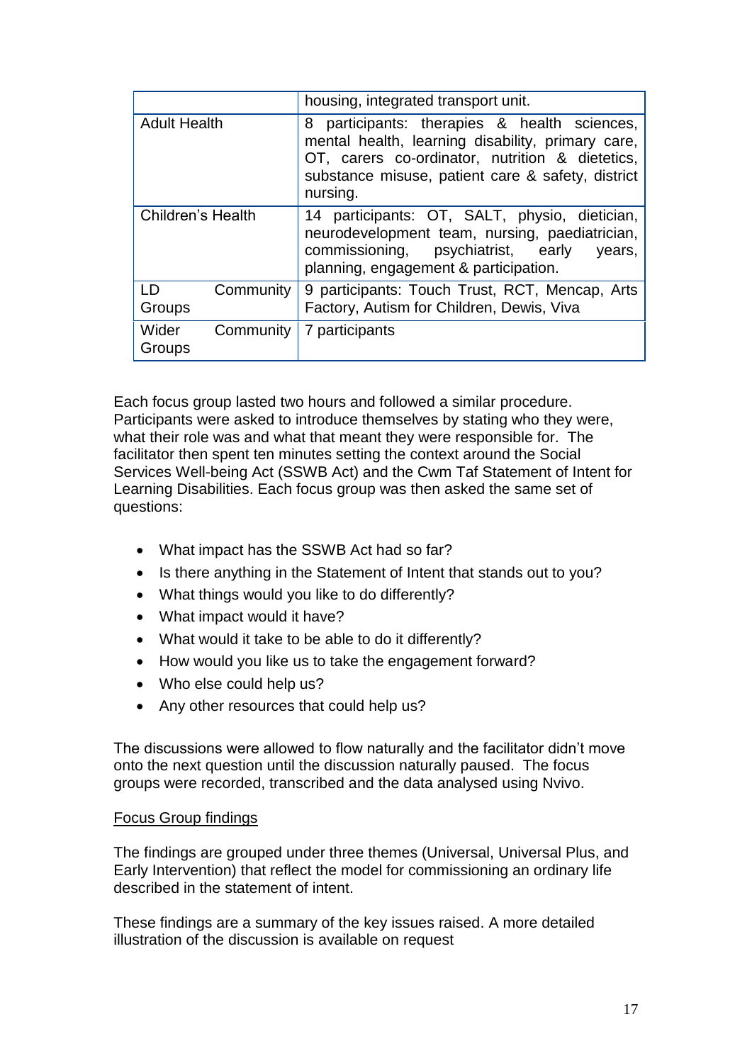| | |
|---|---|
| | housing, integrated transport unit. |
| Adult Health | 8 participants: therapies & health sciences, mental health, learning disability, primary care, OT, carers co-ordinator, nutrition & dietetics, substance misuse, patient care & safety, district nursing. |
| Children's Health | 14 participants: OT, SALT, physio, dietician, neurodevelopment team, nursing, paediatrician, commissioning, psychiatrist, early years, planning, engagement & participation. |
| LD Community Groups | 9 participants: Touch Trust, RCT, Mencap, Arts Factory, Autism for Children, Dewis, Viva |
| Wider Community Groups | 7 participants |

Each focus group lasted two hours and followed a similar procedure. Participants were asked to introduce themselves by stating who they were, what their role was and what that meant they were responsible for. The facilitator then spent ten minutes setting the context around the Social Services Well-being Act (SSWB Act) and the Cwm Taf Statement of Intent for Learning Disabilities. Each focus group was then asked the same set of questions:

- What impact has the SSWB Act had so far?
- Is there anything in the Statement of Intent that stands out to you?
- What things would you like to do differently?
- What impact would it have?
- What would it take to be able to do it differently?
- How would you like us to take the engagement forward?
- Who else could help us?
- Any other resources that could help us?

The discussions were allowed to flow naturally and the facilitator didn't move onto the next question until the discussion naturally paused. The focus groups were recorded, transcribed and the data analysed using Nvivo.

<u>Focus Group findings</u>

The findings are grouped under three themes (Universal, Universal Plus, and Early Intervention) that reflect the model for commissioning an ordinary life described in the statement of intent.

These findings are a summary of the key issues raised. A more detailed illustration of the discussion is available on request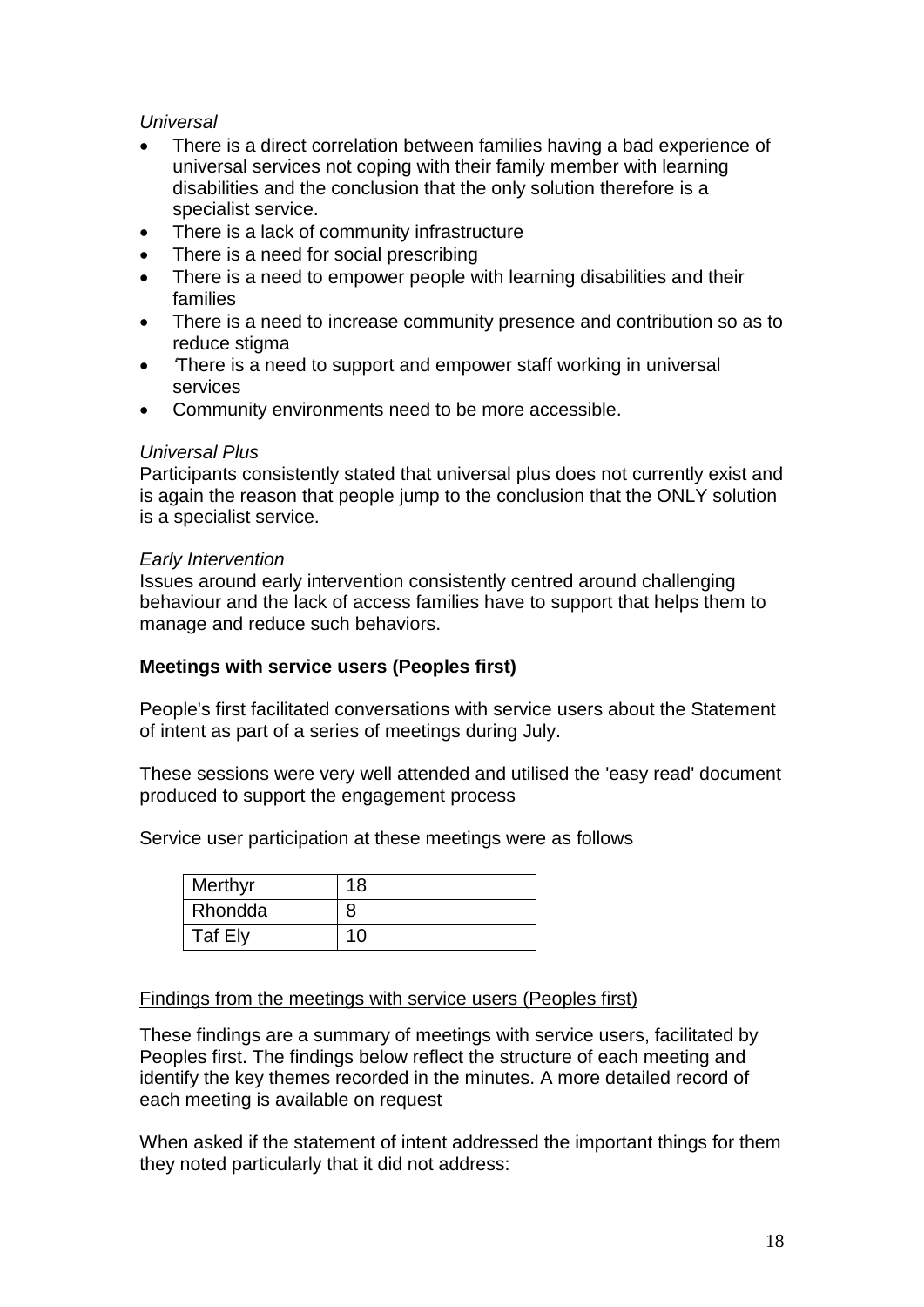*Universal*

- There is a direct correlation between families having a bad experience of universal services not coping with their family member with learning disabilities and the conclusion that the only solution therefore is a specialist service.
- There is a lack of community infrastructure
- There is a need for social prescribing
- There is a need to empower people with learning disabilities and their families
- There is a need to increase community presence and contribution so as to reduce stigma
- 'There is a need to support and empower staff working in universal services
- Community environments need to be more accessible.

*Universal Plus*

Participants consistently stated that universal plus does not currently exist and is again the reason that people jump to the conclusion that the ONLY solution is a specialist service.

*Early Intervention*

Issues around early intervention consistently centred around challenging behaviour and the lack of access families have to support that helps them to manage and reduce such behaviors.

**Meetings with service users (Peoples first)**

People's first facilitated conversations with service users about the Statement of intent as part of a series of meetings during July.

These sessions were very well attended and utilised the 'easy read' document produced to support the engagement process

Service user participation at these meetings were as follows

| | |
|---|---|
| Merthyr | 18 |
| Rhondda | 8 |
| Taf Ely | 10 |

<u>Findings from the meetings with service users (Peoples first)</u>

These findings are a summary of meetings with service users, facilitated by Peoples first. The findings below reflect the structure of each meeting and identify the key themes recorded in the minutes. A more detailed record of each meeting is available on request

When asked if the statement of intent addressed the important things for them they noted particularly that it did not address: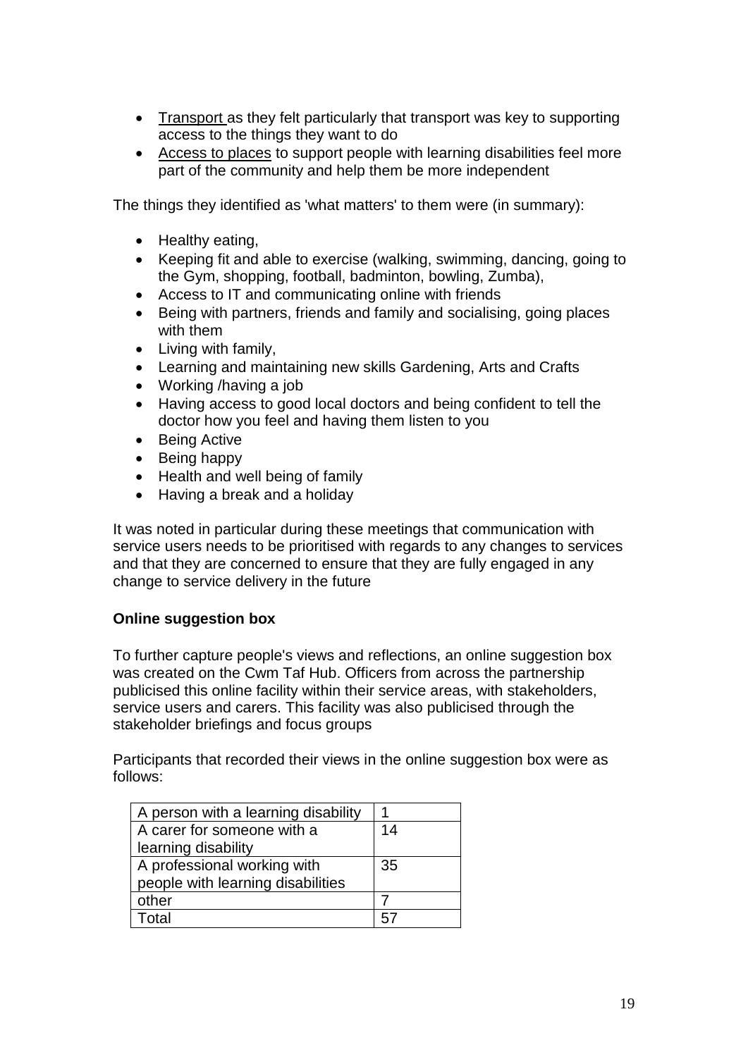- Transport as they felt particularly that transport was key to supporting access to the things they want to do
- Access to places to support people with learning disabilities feel more part of the community and help them be more independent

The things they identified as 'what matters' to them were (in summary):

- Healthy eating,
- Keeping fit and able to exercise (walking, swimming, dancing, going to the Gym, shopping, football, badminton, bowling, Zumba),
- Access to IT and communicating online with friends
- Being with partners, friends and family and socialising, going places with them
- Living with family,
- Learning and maintaining new skills Gardening, Arts and Crafts
- Working /having a job
- Having access to good local doctors and being confident to tell the doctor how you feel and having them listen to you
- Being Active
- Being happy
- Health and well being of family
- Having a break and a holiday

It was noted in particular during these meetings that communication with service users needs to be prioritised with regards to any changes to services and that they are concerned to ensure that they are fully engaged in any change to service delivery in the future

**Online suggestion box**

To further capture people's views and reflections, an online suggestion box was created on the Cwm Taf Hub. Officers from across the partnership publicised this online facility within their service areas, with stakeholders, service users and carers. This facility was also publicised through the stakeholder briefings and focus groups

Participants that recorded their views in the online suggestion box were as follows:

| | |
|---|---|
| A person with a learning disability | 1 |
| A carer for someone with a learning disability | 14 |
| A professional working with people with learning disabilities | 35 |
| other | 7 |
| Total | 57 |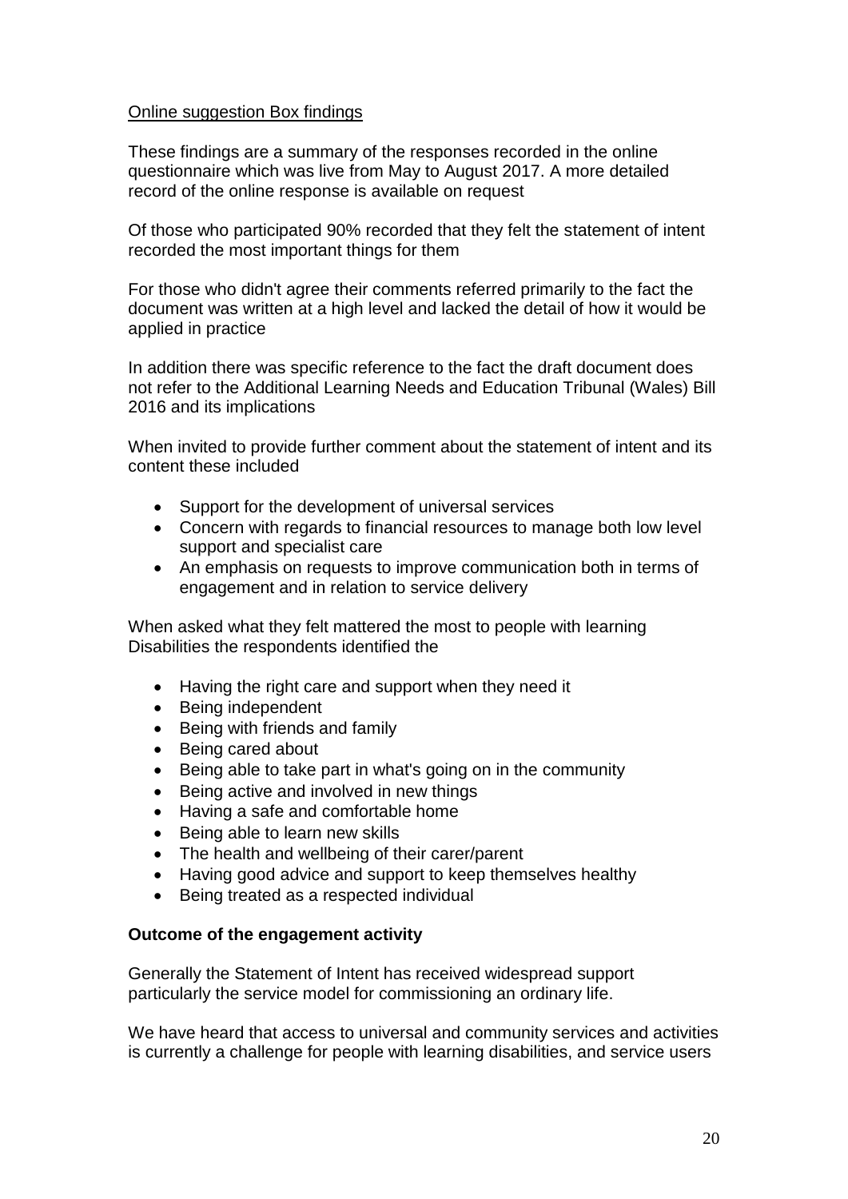<u>Online suggestion Box findings</u>

These findings are a summary of the responses recorded in the online questionnaire which was live from May to August 2017. A more detailed record of the online response is available on request

Of those who participated 90% recorded that they felt the statement of intent recorded the most important things for them

For those who didn't agree their comments referred primarily to the fact the document was written at a high level and lacked the detail of how it would be applied in practice

In addition there was specific reference to the fact the draft document does not refer to the Additional Learning Needs and Education Tribunal (Wales) Bill 2016 and its implications

When invited to provide further comment about the statement of intent and its content these included

- Support for the development of universal services
- Concern with regards to financial resources to manage both low level support and specialist care
- An emphasis on requests to improve communication both in terms of engagement and in relation to service delivery

When asked what they felt mattered the most to people with learning Disabilities the respondents identified the

- Having the right care and support when they need it
- Being independent
- Being with friends and family
- Being cared about
- Being able to take part in what's going on in the community
- Being active and involved in new things
- Having a safe and comfortable home
- Being able to learn new skills
- The health and wellbeing of their carer/parent
- Having good advice and support to keep themselves healthy
- Being treated as a respected individual

**Outcome of the engagement activity**

Generally the Statement of Intent has received widespread support particularly the service model for commissioning an ordinary life.

We have heard that access to universal and community services and activities is currently a challenge for people with learning disabilities, and service users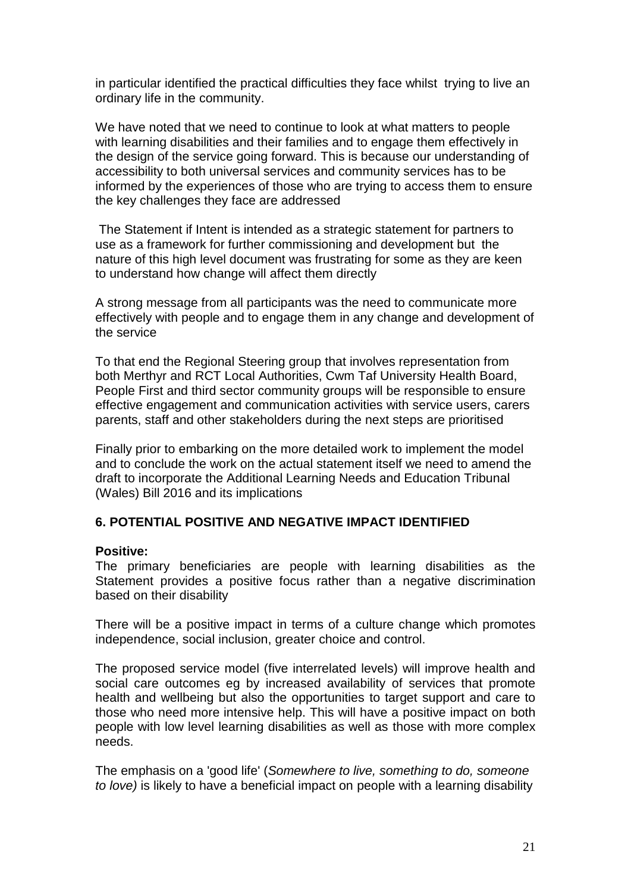in particular identified the practical difficulties they face whilst trying to live an ordinary life in the community.

We have noted that we need to continue to look at what matters to people with learning disabilities and their families and to engage them effectively in the design of the service going forward. This is because our understanding of accessibility to both universal services and community services has to be informed by the experiences of those who are trying to access them to ensure the key challenges they face are addressed

The Statement if Intent is intended as a strategic statement for partners to use as a framework for further commissioning and development but the nature of this high level document was frustrating for some as they are keen to understand how change will affect them directly

A strong message from all participants was the need to communicate more effectively with people and to engage them in any change and development of the service

To that end the Regional Steering group that involves representation from both Merthyr and RCT Local Authorities, Cwm Taf University Health Board, People First and third sector community groups will be responsible to ensure effective engagement and communication activities with service users, carers parents, staff and other stakeholders during the next steps are prioritised

Finally prior to embarking on the more detailed work to implement the model and to conclude the work on the actual statement itself we need to amend the draft to incorporate the Additional Learning Needs and Education Tribunal (Wales) Bill 2016 and its implications

## 6. POTENTIAL POSITIVE AND NEGATIVE IMPACT IDENTIFIED

**Positive:**

The primary beneficiaries are people with learning disabilities as the Statement provides a positive focus rather than a negative discrimination based on their disability

There will be a positive impact in terms of a culture change which promotes independence, social inclusion, greater choice and control.

The proposed service model (five interrelated levels) will improve health and social care outcomes eg by increased availability of services that promote health and wellbeing but also the opportunities to target support and care to those who need more intensive help. This will have a positive impact on both people with low level learning disabilities as well as those with more complex needs.

The emphasis on a 'good life' (*Somewhere to live, something to do, someone to love)* is likely to have a beneficial impact on people with a learning disability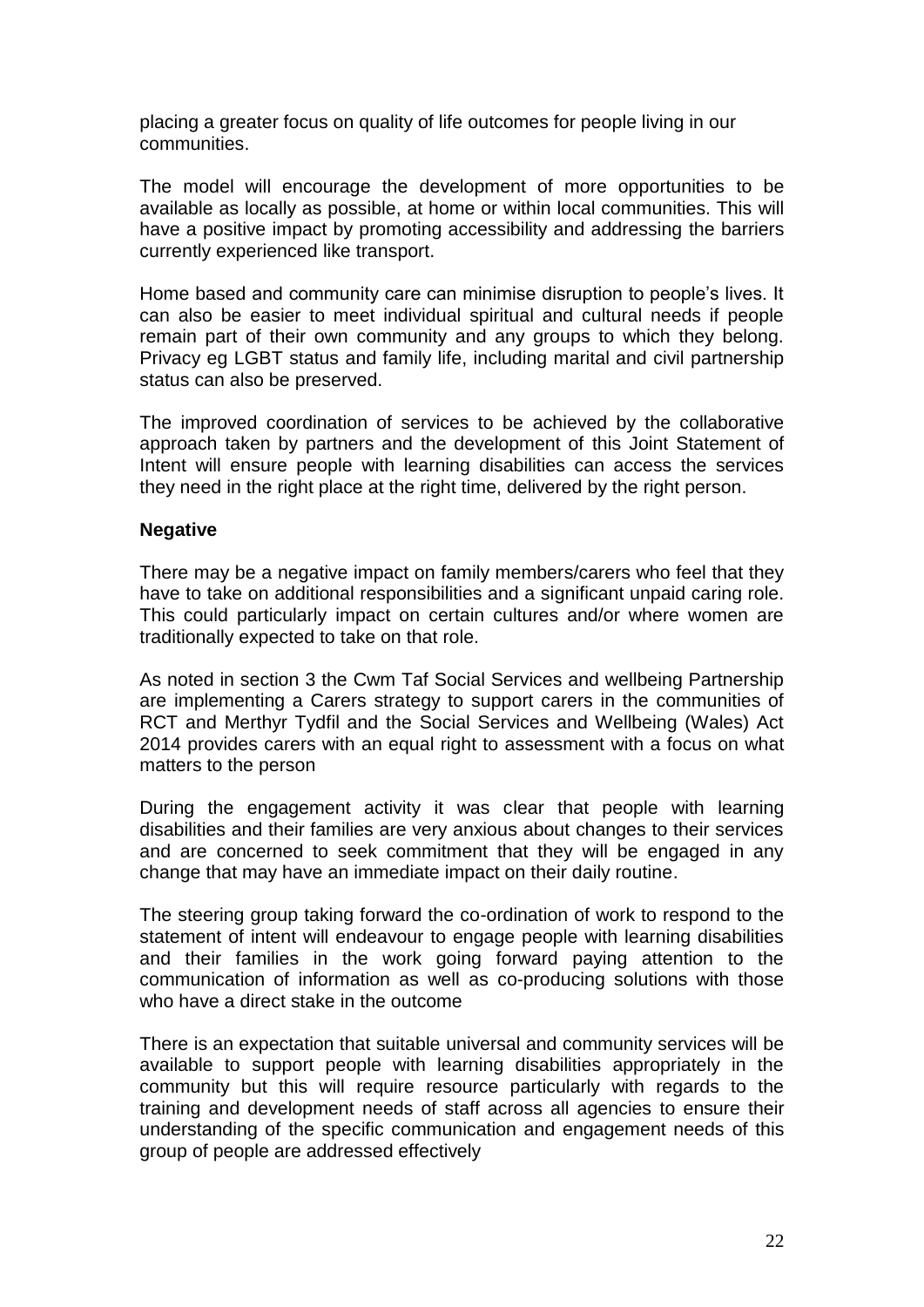placing a greater focus on quality of life outcomes for people living in our communities.

The model will encourage the development of more opportunities to be available as locally as possible, at home or within local communities. This will have a positive impact by promoting accessibility and addressing the barriers currently experienced like transport.

Home based and community care can minimise disruption to people's lives. It can also be easier to meet individual spiritual and cultural needs if people remain part of their own community and any groups to which they belong. Privacy eg LGBT status and family life, including marital and civil partnership status can also be preserved.

The improved coordination of services to be achieved by the collaborative approach taken by partners and the development of this Joint Statement of Intent will ensure people with learning disabilities can access the services they need in the right place at the right time, delivered by the right person.

**Negative**

There may be a negative impact on family members/carers who feel that they have to take on additional responsibilities and a significant unpaid caring role. This could particularly impact on certain cultures and/or where women are traditionally expected to take on that role.

As noted in section 3 the Cwm Taf Social Services and wellbeing Partnership are implementing a Carers strategy to support carers in the communities of RCT and Merthyr Tydfil and the Social Services and Wellbeing (Wales) Act 2014 provides carers with an equal right to assessment with a focus on what matters to the person

During the engagement activity it was clear that people with learning disabilities and their families are very anxious about changes to their services and are concerned to seek commitment that they will be engaged in any change that may have an immediate impact on their daily routine.

The steering group taking forward the co-ordination of work to respond to the statement of intent will endeavour to engage people with learning disabilities and their families in the work going forward paying attention to the communication of information as well as co-producing solutions with those who have a direct stake in the outcome

There is an expectation that suitable universal and community services will be available to support people with learning disabilities appropriately in the community but this will require resource particularly with regards to the training and development needs of staff across all agencies to ensure their understanding of the specific communication and engagement needs of this group of people are addressed effectively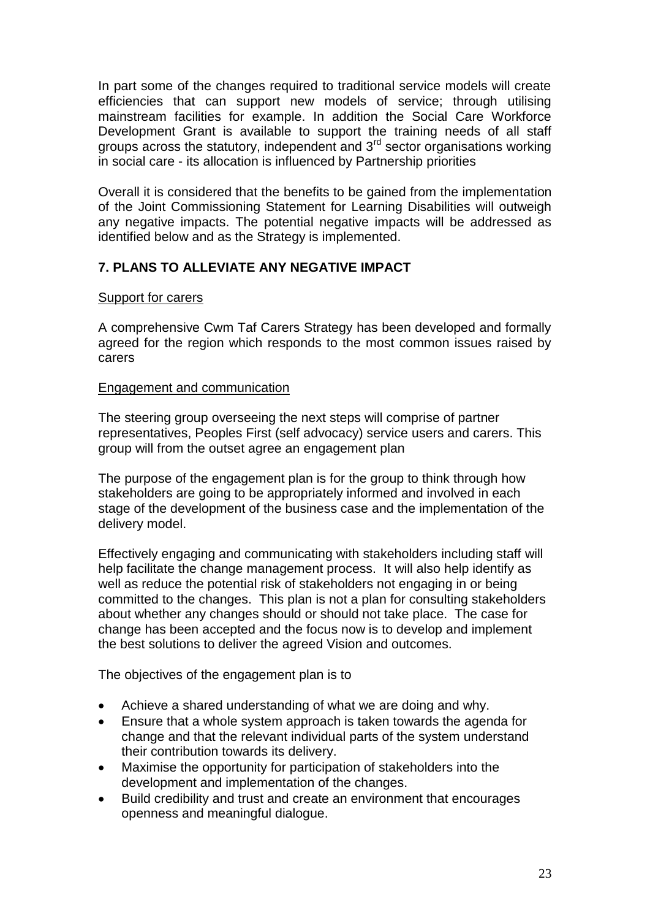In part some of the changes required to traditional service models will create efficiencies that can support new models of service; through utilising mainstream facilities for example. In addition the Social Care Workforce Development Grant is available to support the training needs of all staff groups across the statutory, independent and 3rd sector organisations working in social care - its allocation is influenced by Partnership priorities

Overall it is considered that the benefits to be gained from the implementation of the Joint Commissioning Statement for Learning Disabilities will outweigh any negative impacts. The potential negative impacts will be addressed as identified below and as the Strategy is implemented.

## 7. PLANS TO ALLEVIATE ANY NEGATIVE IMPACT

Support for carers

A comprehensive Cwm Taf Carers Strategy has been developed and formally agreed for the region which responds to the most common issues raised by carers

Engagement and communication

The steering group overseeing the next steps will comprise of partner representatives, Peoples First (self advocacy) service users and carers. This group will from the outset agree an engagement plan

The purpose of the engagement plan is for the group to think through how stakeholders are going to be appropriately informed and involved in each stage of the development of the business case and the implementation of the delivery model.

Effectively engaging and communicating with stakeholders including staff will help facilitate the change management process. It will also help identify as well as reduce the potential risk of stakeholders not engaging in or being committed to the changes. This plan is not a plan for consulting stakeholders about whether any changes should or should not take place. The case for change has been accepted and the focus now is to develop and implement the best solutions to deliver the agreed Vision and outcomes.

The objectives of the engagement plan is to

- Achieve a shared understanding of what we are doing and why.
- Ensure that a whole system approach is taken towards the agenda for change and that the relevant individual parts of the system understand their contribution towards its delivery.
- Maximise the opportunity for participation of stakeholders into the development and implementation of the changes.
- Build credibility and trust and create an environment that encourages openness and meaningful dialogue.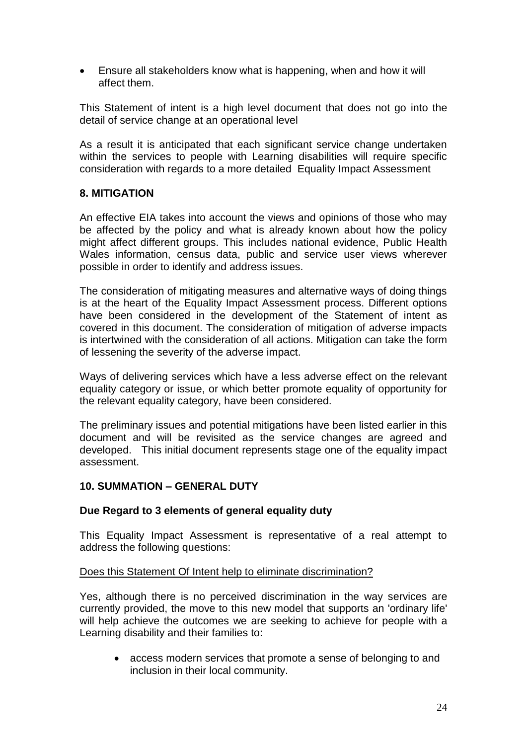- Ensure all stakeholders know what is happening, when and how it will affect them.

This Statement of intent is a high level document that does not go into the detail of service change at an operational level

As a result it is anticipated that each significant service change undertaken within the services to people with Learning disabilities will require specific consideration with regards to a more detailed Equality Impact Assessment

## 8. MITIGATION

An effective EIA takes into account the views and opinions of those who may be affected by the policy and what is already known about how the policy might affect different groups. This includes national evidence, Public Health Wales information, census data, public and service user views wherever possible in order to identify and address issues.

The consideration of mitigating measures and alternative ways of doing things is at the heart of the Equality Impact Assessment process. Different options have been considered in the development of the Statement of intent as covered in this document. The consideration of mitigation of adverse impacts is intertwined with the consideration of all actions. Mitigation can take the form of lessening the severity of the adverse impact.

Ways of delivering services which have a less adverse effect on the relevant equality category or issue, or which better promote equality of opportunity for the relevant equality category, have been considered.

The preliminary issues and potential mitigations have been listed earlier in this document and will be revisited as the service changes are agreed and developed. This initial document represents stage one of the equality impact assessment.

## 10. SUMMATION – GENERAL DUTY

**Due Regard to 3 elements of general equality duty**

This Equality Impact Assessment is representative of a real attempt to address the following questions:

<u>Does this Statement Of Intent help to eliminate discrimination?</u>

Yes, although there is no perceived discrimination in the way services are currently provided, the move to this new model that supports an 'ordinary life' will help achieve the outcomes we are seeking to achieve for people with a Learning disability and their families to:

- access modern services that promote a sense of belonging to and inclusion in their local community.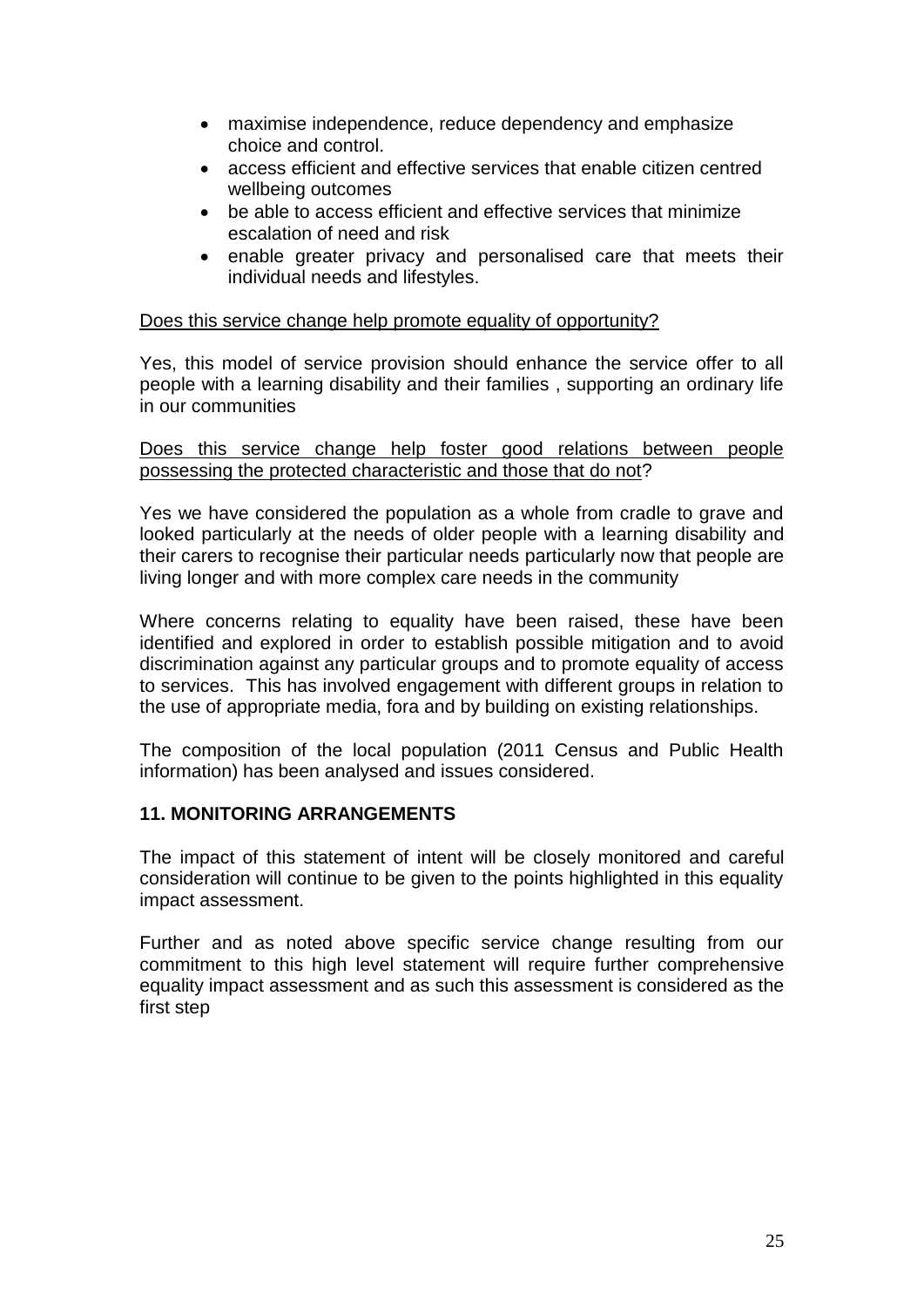- maximise independence, reduce dependency and emphasize choice and control.
- access efficient and effective services that enable citizen centred wellbeing outcomes
- be able to access efficient and effective services that minimize escalation of need and risk
- enable greater privacy and personalised care that meets their individual needs and lifestyles.

Does this service change help promote equality of opportunity?

Yes, this model of service provision should enhance the service offer to all people with a learning disability and their families , supporting an ordinary life in our communities

Does this service change help foster good relations between people possessing the protected characteristic and those that do not?

Yes we have considered the population as a whole from cradle to grave and looked particularly at the needs of older people with a learning disability and their carers to recognise their particular needs particularly now that people are living longer and with more complex care needs in the community

Where concerns relating to equality have been raised, these have been identified and explored in order to establish possible mitigation and to avoid discrimination against any particular groups and to promote equality of access to services. This has involved engagement with different groups in relation to the use of appropriate media, fora and by building on existing relationships.

The composition of the local population (2011 Census and Public Health information) has been analysed and issues considered.

**11. MONITORING ARRANGEMENTS**

The impact of this statement of intent will be closely monitored and careful consideration will continue to be given to the points highlighted in this equality impact assessment.

Further and as noted above specific service change resulting from our commitment to this high level statement will require further comprehensive equality impact assessment and as such this assessment is considered as the first step